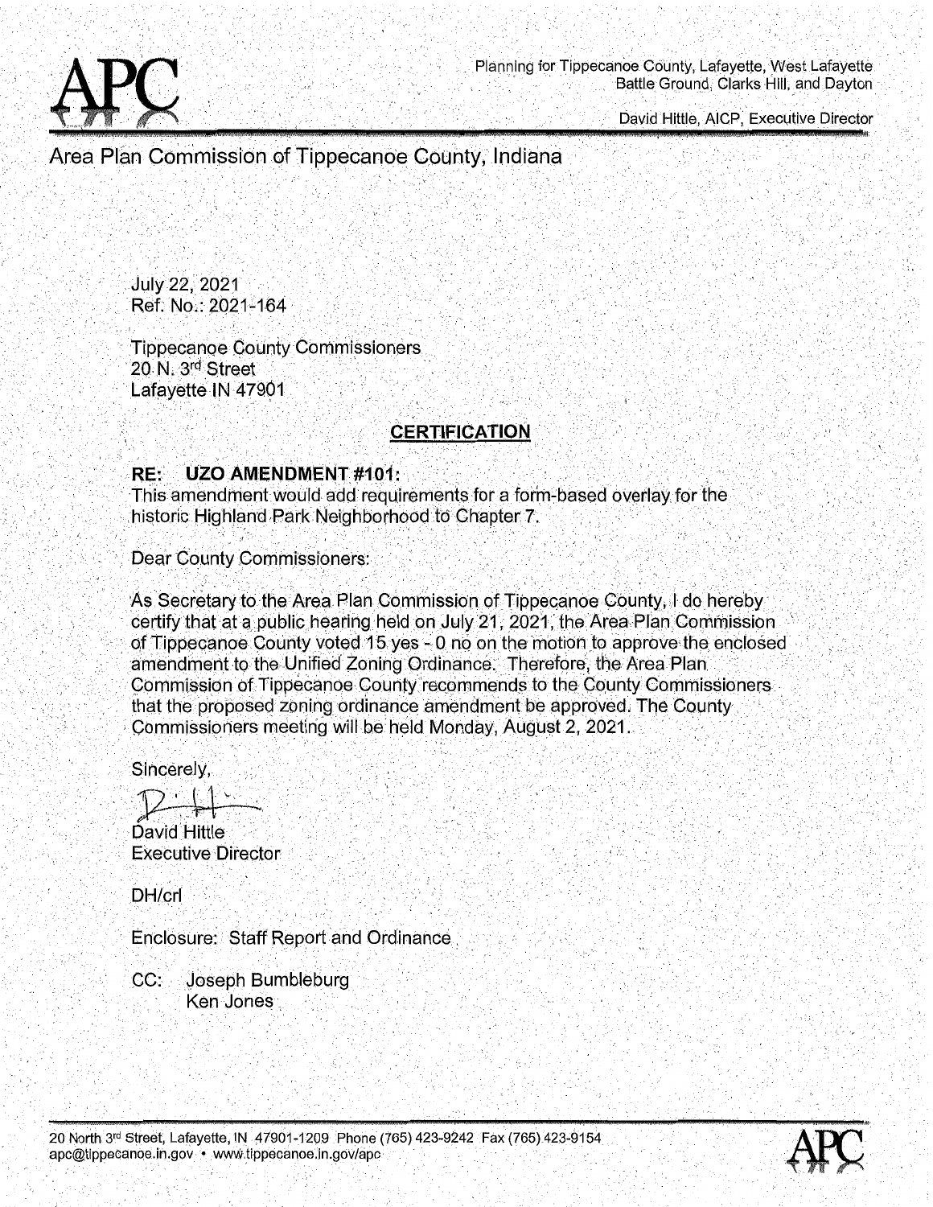Planning for Tippecanoe County, Lafayette, West Lafayette
Battle Ground, Clarks Hill, and Dayton

David Hittle, AICP, Executive Director

# Area Plan Commission of Tippecanoe County, Indiana

July 22, 2021
Ref. No.: 2021-164

Tippecanoe County Commissioners
20 N. 3rd Street
Lafayette IN 47901

## CERTIFICATION

**RE: UZO AMENDMENT #101:**
This amendment would add requirements for a form-based overlay for the historic Highland Park Neighborhood to Chapter 7.

Dear County Commissioners:

As Secretary to the Area Plan Commission of Tippecanoe County, I do hereby certify that at a public hearing held on July 21, 2021, the Area Plan Commission of Tippecanoe County voted 15 yes - 0 no on the motion to approve the enclosed amendment to the Unified Zoning Ordinance. Therefore, the Area Plan Commission of Tippecanoe County recommends to the County Commissioners that the proposed zoning ordinance amendment be approved. The County Commissioners meeting will be held Monday, August 2, 2021.

Sincerely,

David Hittle
Executive Director

DH/crl

Enclosure: Staff Report and Ordinance

CC: Joseph Bumbleburg
Ken Jones

20 North 3rd Street, Lafayette, IN 47901-1209 Phone (765) 423-9242 Fax (765) 423-9154
apc@tippecanoe.in.gov • www.tippecanoe.in.gov/apc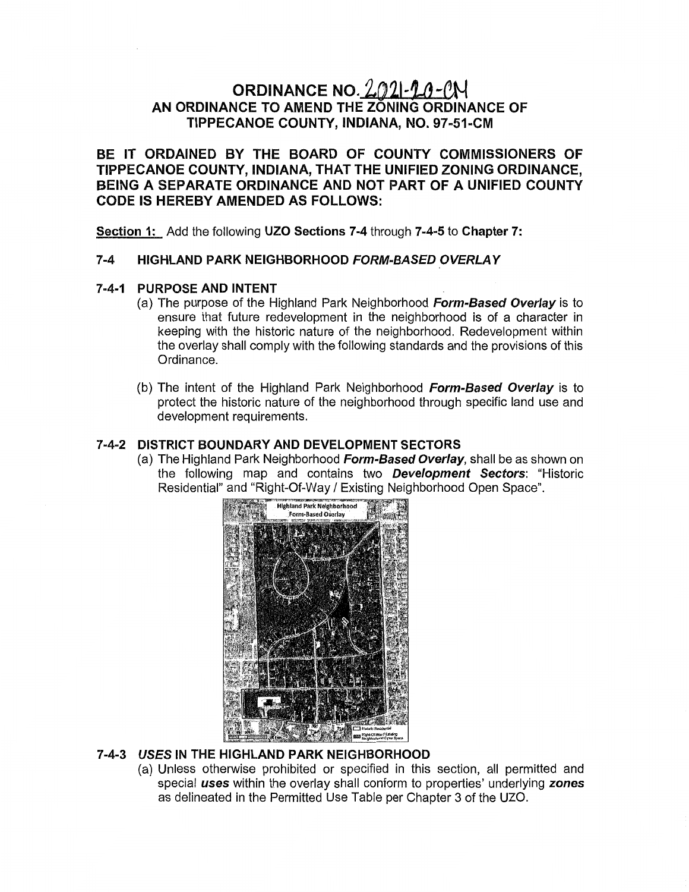# ORDINANCE NO. 2021-20-CM

## AN ORDINANCE TO AMEND THE ZONING ORDINANCE OF TIPPECANOE COUNTY, INDIANA, NO. 97-51-CM

**BE IT ORDAINED BY THE BOARD OF COUNTY COMMISSIONERS OF TIPPECANOE COUNTY, INDIANA, THAT THE UNIFIED ZONING ORDINANCE, BEING A SEPARATE ORDINANCE AND NOT PART OF A UNIFIED COUNTY CODE IS HEREBY AMENDED AS FOLLOWS:**

**Section 1:** Add the following **UZO Sections 7-4** through **7-4-5** to **Chapter 7:**

### 7-4 HIGHLAND PARK NEIGHBORHOOD *FORM-BASED OVERLAY*

### 7-4-1 PURPOSE AND INTENT

(a) The purpose of the Highland Park Neighborhood ***Form-Based Overlay*** is to ensure that future redevelopment in the neighborhood is of a character in keeping with the historic nature of the neighborhood. Redevelopment within the overlay shall comply with the following standards and the provisions of this Ordinance.

(b) The intent of the Highland Park Neighborhood ***Form-Based Overlay*** is to protect the historic nature of the neighborhood through specific land use and development requirements.

### 7-4-2 DISTRICT BOUNDARY AND DEVELOPMENT SECTORS

(a) The Highland Park Neighborhood ***Form-Based Overlay***, shall be as shown on the following map and contains two ***Development Sectors***: "Historic Residential" and "Right-Of-Way / Existing Neighborhood Open Space".

Highland Park Neighborhood Form-Based Overlay

### 7-4-3 *USES* IN THE HIGHLAND PARK NEIGHBORHOOD

(a) Unless otherwise prohibited or specified in this section, all permitted and special ***uses*** within the overlay shall conform to properties' underlying ***zones*** as delineated in the Permitted Use Table per Chapter 3 of the UZO.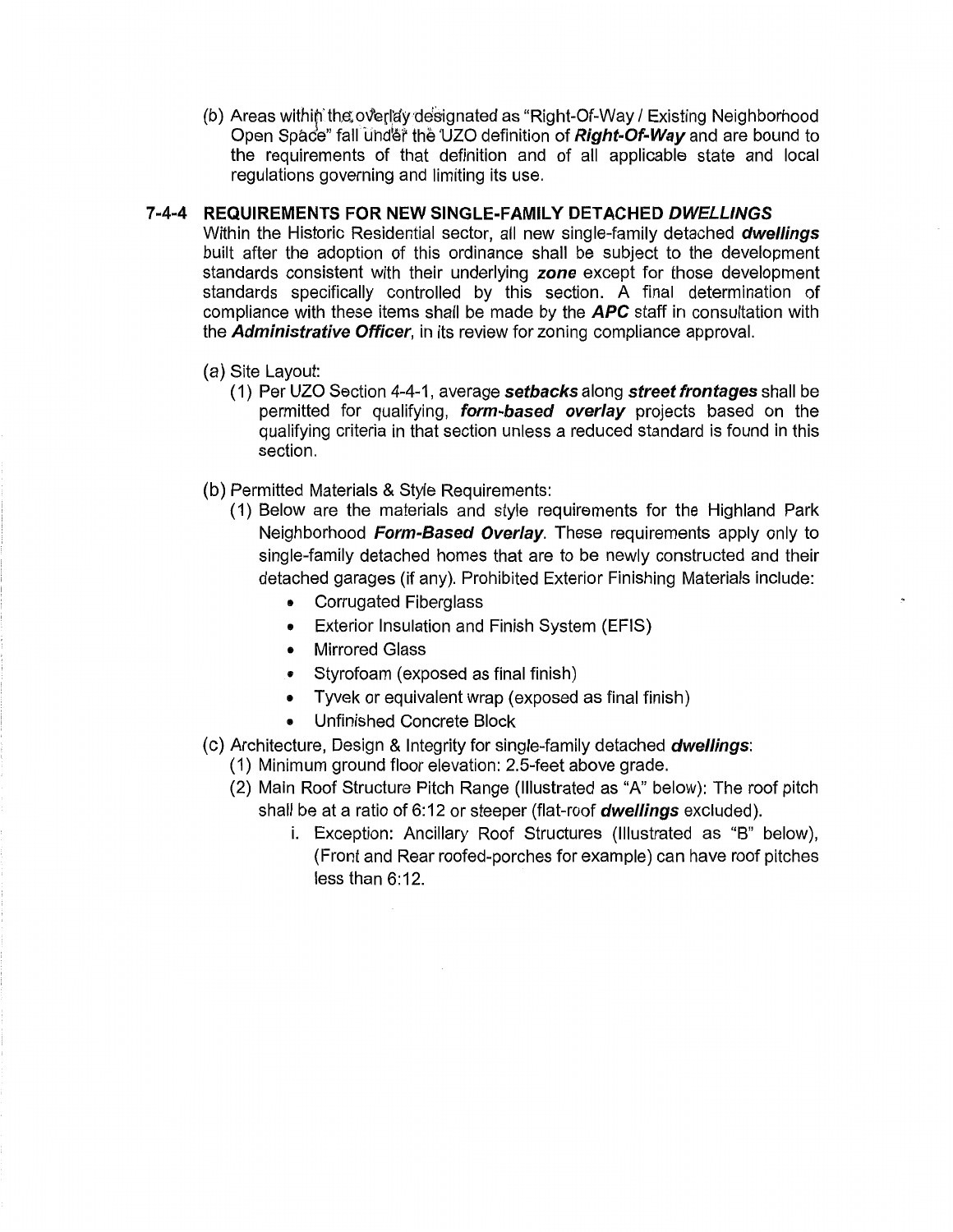(b) Areas within the overlay designated as "Right-Of-Way / Existing Neighborhood Open Space" fall under the UZO definition of ***Right-Of-Way*** and are bound to the requirements of that definition and of all applicable state and local regulations governing and limiting its use.

## 7-4-4 REQUIREMENTS FOR NEW SINGLE-FAMILY DETACHED *DWELLINGS*

Within the Historic Residential sector, all new single-family detached ***dwellings*** built after the adoption of this ordinance shall be subject to the development standards consistent with their underlying ***zone*** except for those development standards specifically controlled by this section. A final determination of compliance with these items shall be made by the ***APC*** staff in consultation with the ***Administrative Officer***, in its review for zoning compliance approval.

(a) Site Layout:

(1) Per UZO Section 4-4-1, average ***setbacks*** along ***street frontages*** shall be permitted for qualifying, ***form-based overlay*** projects based on the qualifying criteria in that section unless a reduced standard is found in this section.

(b) Permitted Materials & Style Requirements:

(1) Below are the materials and style requirements for the Highland Park Neighborhood ***Form-Based Overlay***. These requirements apply only to single-family detached homes that are to be newly constructed and their detached garages (if any). Prohibited Exterior Finishing Materials include:

- Corrugated Fiberglass
- Exterior Insulation and Finish System (EFIS)
- Mirrored Glass
- Styrofoam (exposed as final finish)
- Tyvek or equivalent wrap (exposed as final finish)
- Unfinished Concrete Block

(c) Architecture, Design & Integrity for single-family detached ***dwellings***:

(1) Minimum ground floor elevation: 2.5-feet above grade.

(2) Main Roof Structure Pitch Range (Illustrated as "A" below): The roof pitch shall be at a ratio of 6:12 or steeper (flat-roof ***dwellings*** excluded).

i. Exception: Ancillary Roof Structures (Illustrated as "B" below), (Front and Rear roofed-porches for example) can have roof pitches less than 6:12.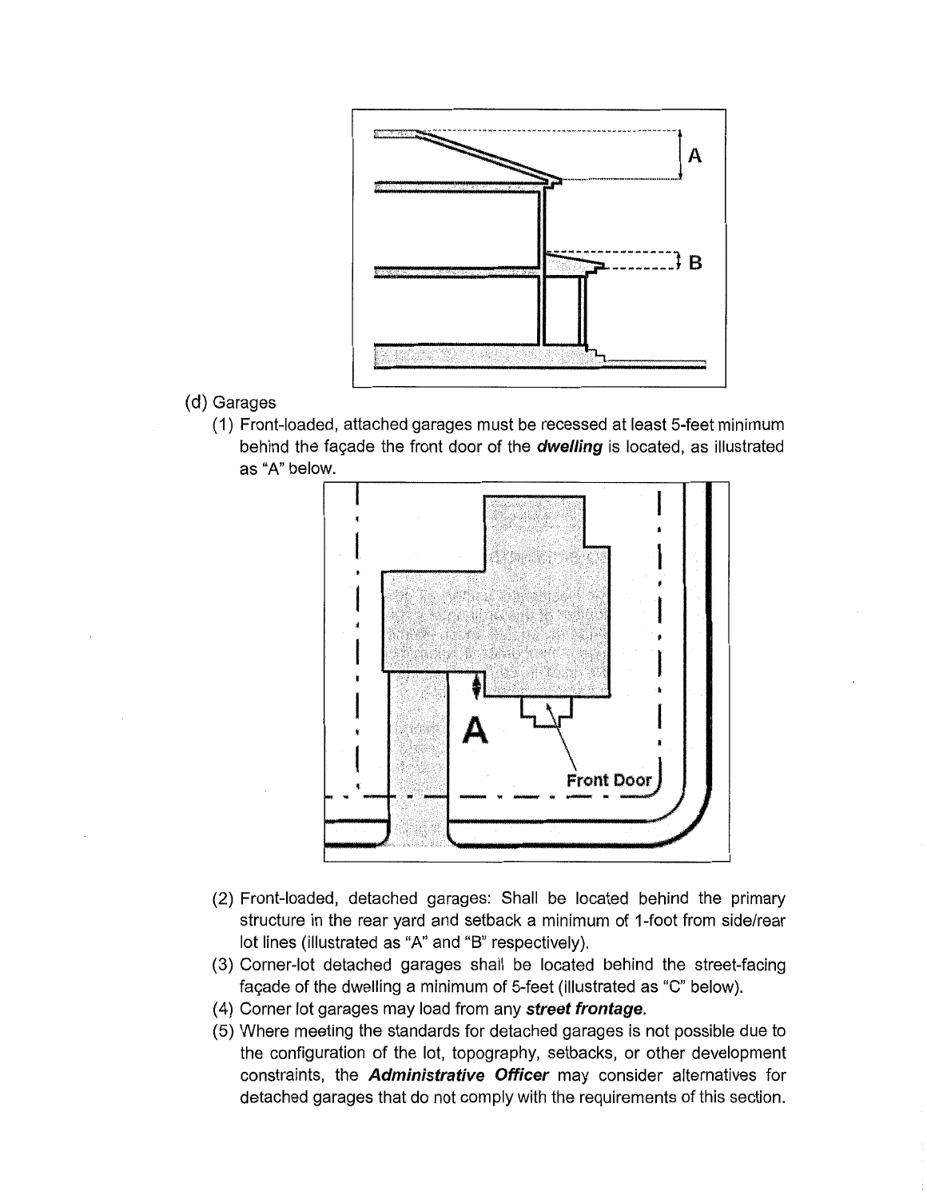(d) Garages

(1) Front-loaded, attached garages must be recessed at least 5-feet minimum behind the façade the front door of the ***dwelling*** is located, as illustrated as "A" below.

(2) Front-loaded, detached garages: Shall be located behind the primary structure in the rear yard and setback a minimum of 1-foot from side/rear lot lines (illustrated as "A" and "B" respectively).

(3) Corner-lot detached garages shall be located behind the street-facing façade of the dwelling a minimum of 5-feet (illustrated as "C" below).

(4) Corner lot garages may load from any ***street frontage***.

(5) Where meeting the standards for detached garages is not possible due to the configuration of the lot, topography, setbacks, or other development constraints, the ***Administrative Officer*** may consider alternatives for detached garages that do not comply with the requirements of this section.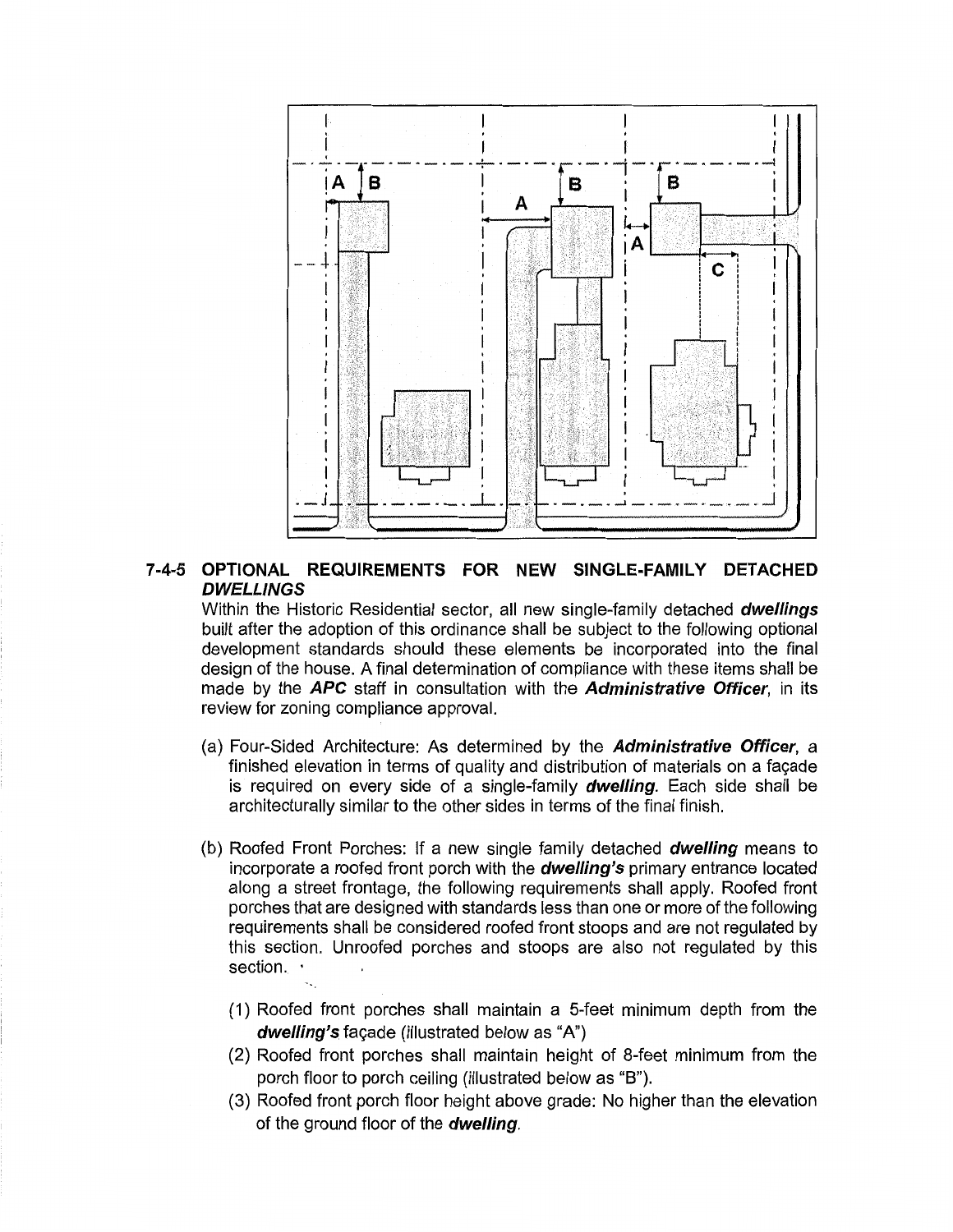## 7-4-5 OPTIONAL REQUIREMENTS FOR NEW SINGLE-FAMILY DETACHED *DWELLINGS*

Within the Historic Residential sector, all new single-family detached ***dwellings*** built after the adoption of this ordinance shall be subject to the following optional development standards should these elements be incorporated into the final design of the house. A final determination of compliance with these items shall be made by the ***APC*** staff in consultation with the ***Administrative Officer***, in its review for zoning compliance approval.

(a) Four-Sided Architecture: As determined by the ***Administrative Officer***, a finished elevation in terms of quality and distribution of materials on a façade is required on every side of a single-family ***dwelling***. Each side shall be architecturally similar to the other sides in terms of the final finish.

(b) Roofed Front Porches: If a new single family detached ***dwelling*** means to incorporate a roofed front porch with the ***dwelling's*** primary entrance located along a street frontage, the following requirements shall apply. Roofed front porches that are designed with standards less than one or more of the following requirements shall be considered roofed front stoops and are not regulated by this section. Unroofed porches and stoops are also not regulated by this section.

(1) Roofed front porches shall maintain a 5-feet minimum depth from the ***dwelling's*** façade (illustrated below as "A")

(2) Roofed front porches shall maintain height of 8-feet minimum from the porch floor to porch ceiling (illustrated below as "B").

(3) Roofed front porch floor height above grade: No higher than the elevation of the ground floor of the ***dwelling***.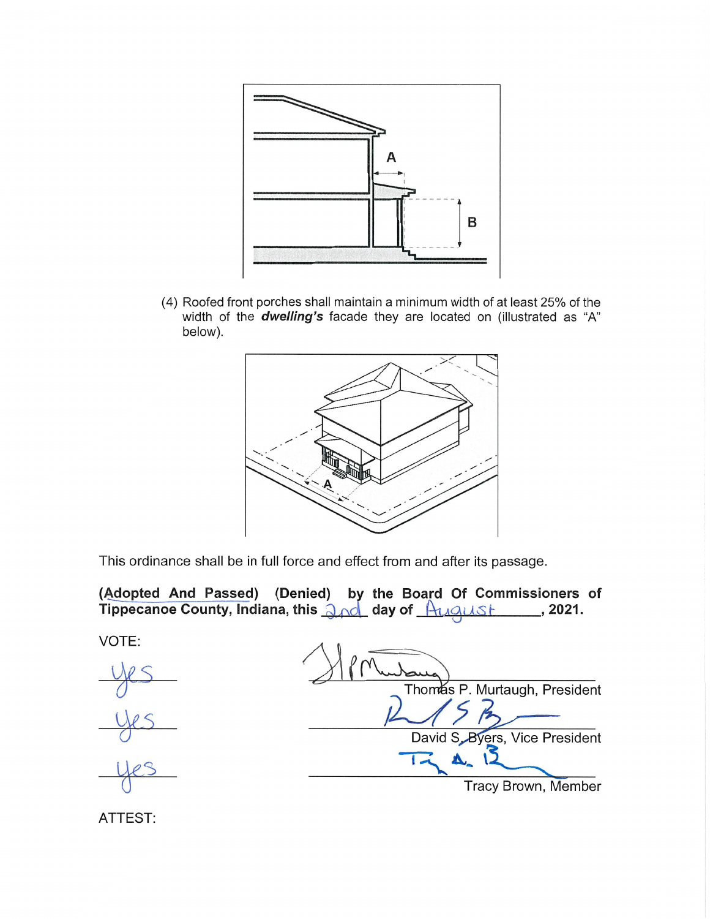(4) Roofed front porches shall maintain a minimum width of at least 25% of the width of the ***dwelling's*** facade they are located on (illustrated as "A" below).

This ordinance shall be in full force and effect from and after its passage.

**(Adopted And Passed) (Denied) by the Board Of Commissioners of Tippecanoe County, Indiana, this** 2nd **day of** August**, 2021.**

VOTE:

| VOTE | Signature |
| --- | --- |
| yes | Thomas P. Murtaugh, President |
| yes | David S. Byers, Vice President |
| yes | Tracy Brown, Member |

ATTEST: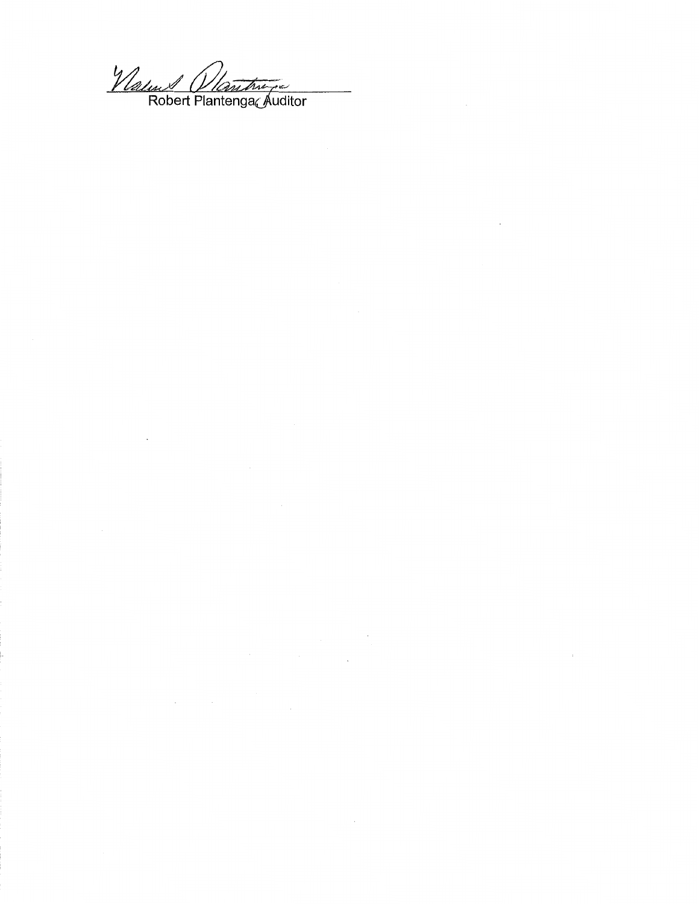Robert Plantenga, Auditor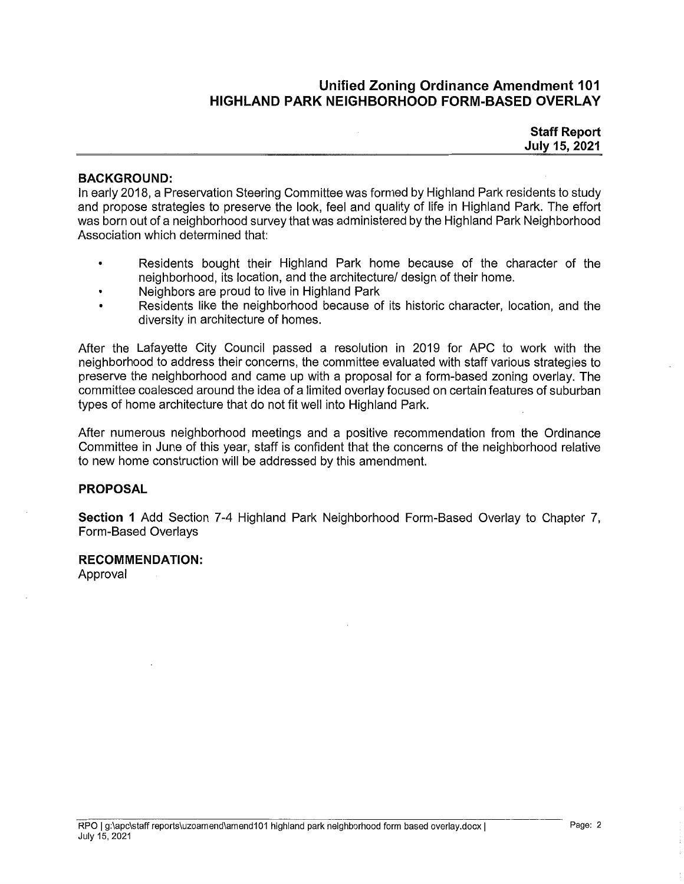# Unified Zoning Ordinance Amendment 101
# HIGHLAND PARK NEIGHBORHOOD FORM-BASED OVERLAY

**Staff Report**
**July 15, 2021**

## BACKGROUND:

In early 2018, a Preservation Steering Committee was formed by Highland Park residents to study and propose strategies to preserve the look, feel and quality of life in Highland Park. The effort was born out of a neighborhood survey that was administered by the Highland Park Neighborhood Association which determined that:

- Residents bought their Highland Park home because of the character of the neighborhood, its location, and the architecture/ design of their home.
- Neighbors are proud to live in Highland Park
- Residents like the neighborhood because of its historic character, location, and the diversity in architecture of homes.

After the Lafayette City Council passed a resolution in 2019 for APC to work with the neighborhood to address their concerns, the committee evaluated with staff various strategies to preserve the neighborhood and came up with a proposal for a form-based zoning overlay. The committee coalesced around the idea of a limited overlay focused on certain features of suburban types of home architecture that do not fit well into Highland Park.

After numerous neighborhood meetings and a positive recommendation from the Ordinance Committee in June of this year, staff is confident that the concerns of the neighborhood relative to new home construction will be addressed by this amendment.

## PROPOSAL

**Section 1** Add Section 7-4 Highland Park Neighborhood Form-Based Overlay to Chapter 7, Form-Based Overlays

## RECOMMENDATION:

Approval